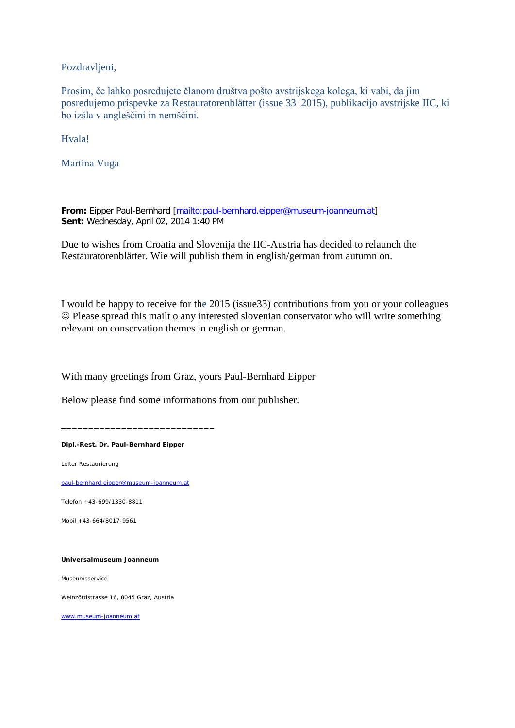Pozdravljeni,

Prosim, če lahko posredujete članom društva pošto avstrijskega kolega, ki vabi, da jim posredujemo prispevke za Restauratorenblätter (issue 33 2015), publikacijo avstrijske IIC, ki bo izšla v angleščini in nemščini.

Hvala!

Martina Vuga

**From:** Eipper Paul-Bernhard [mailto:paul-bernhard.eipper@museum-joanneum.at]
**Sent:** Wednesday, April 02, 2014 1:40 PM

Due to wishes from Croatia and Slovenija the IIC-Austria has decided to relaunch the Restauratorenblätter. Wie will publish them in english/german from autumn on.

I would be happy to receive for the 2015 (issue33) contributions from you or your colleagues ☺ Please spread this mailt o any interested slovenian conservator who will write something relevant on conservation themes in english or german.

With many greetings from Graz, yours Paul-Bernhard Eipper

Below please find some informations from our publisher.

___________________________

**Dipl.-Rest. Dr. Paul-Bernhard Eipper**

Leiter Restaurierung

paul-bernhard.eipper@museum-joanneum.at

Telefon +43-699/1330-8811

Mobil +43-664/8017-9561

**Universalmuseum Joanneum**

Museumsservice

Weinzöttlstrasse 16, 8045 Graz, Austria

www.museum-joanneum.at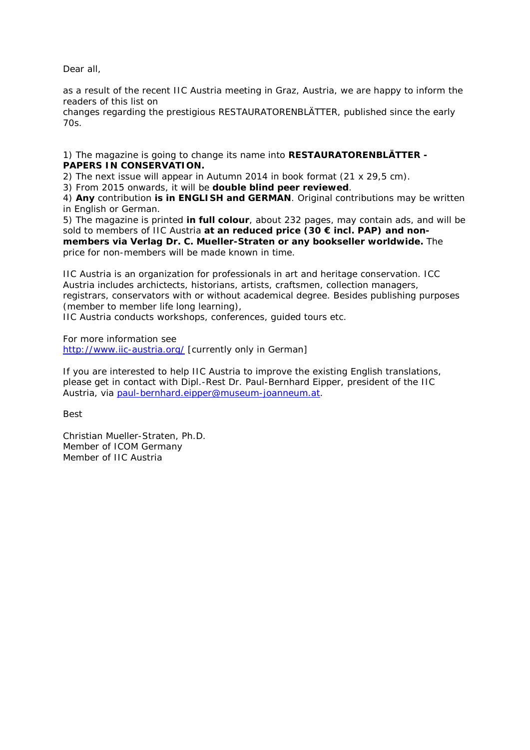Dear all,

as a result of the recent IIC Austria meeting in Graz, Austria, we are happy to inform the readers of this list on
changes regarding the prestigious RESTAURATORENBLÄTTER, published since the early 70s.

1) The magazine is going to change its name into **RESTAURATORENBLÄTTER - PAPERS IN CONSERVATION.**
2) The next issue will appear in Autumn 2014 in book format (21 x 29,5 cm).
3) From 2015 onwards, it will be **double blind peer reviewed**.
4) **Any** contribution **is in ENGLISH and GERMAN**. Original contributions may be written in English or German.
5) The magazine is printed **in full colour**, about 232 pages, may contain ads, and will be sold to members of IIC Austria **at an reduced price (30 € incl. PAP) and non-members via Verlag Dr. C. Mueller-Straten or any bookseller worldwide.** The price for non-members will be made known in time.

IIC Austria is an organization for professionals in art and heritage conservation. ICC Austria includes archictects, historians, artists, craftsmen, collection managers, registrars, conservators with or without academical degree. Besides publishing purposes (member to member life long learning),
IIC Austria conducts workshops, conferences, guided tours etc.

For more information see
http://www.iic-austria.org/ [currently only in German]

If you are interested to help IIC Austria to improve the existing English translations, please get in contact with Dipl.-Rest Dr. Paul-Bernhard Eipper, president of the IIC Austria, via paul-bernhard.eipper@museum-joanneum.at.

Best

Christian Mueller-Straten, Ph.D.
Member of ICOM Germany
Member of IIC Austria